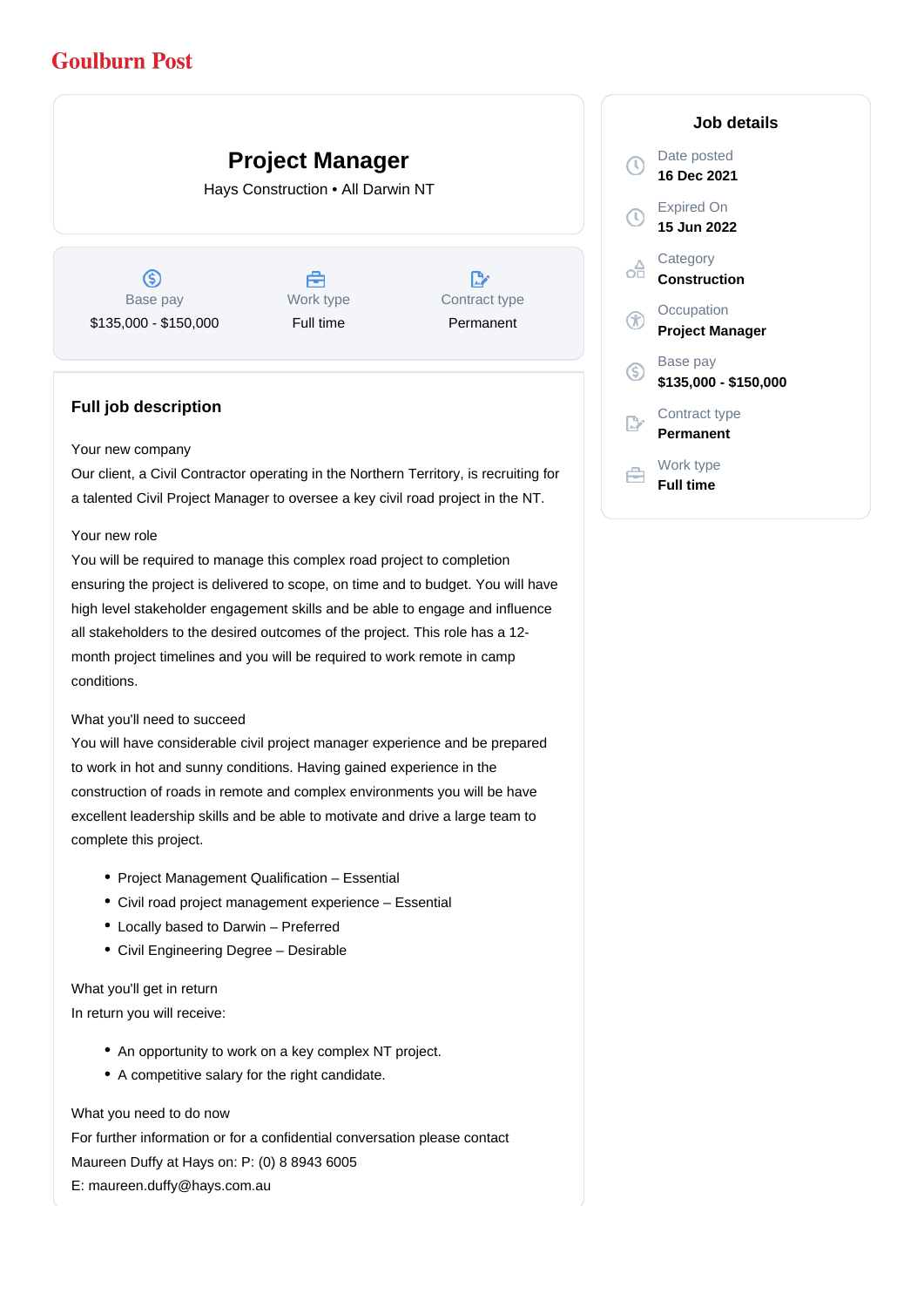Goulburn Post

# Project Manager

Hays Construction • All Darwin NT

| Base pay | Work type | Contract type |
| --- | --- | --- |
| $135,000 - $150,000 | Full time | Permanent |

## Full job description

Your new company

Our client, a Civil Contractor operating in the Northern Territory, is recruiting for a talented Civil Project Manager to oversee a key civil road project in the NT.

Your new role

You will be required to manage this complex road project to completion ensuring the project is delivered to scope, on time and to budget. You will have high level stakeholder engagement skills and be able to engage and influence all stakeholders to the desired outcomes of the project. This role has a 12-month project timelines and you will be required to work remote in camp conditions.

What you'll need to succeed

You will have considerable civil project manager experience and be prepared to work in hot and sunny conditions. Having gained experience in the construction of roads in remote and complex environments you will be have excellent leadership skills and be able to motivate and drive a large team to complete this project.

- Project Management Qualification – Essential
- Civil road project management experience – Essential
- Locally based to Darwin – Preferred
- Civil Engineering Degree – Desirable

What you'll get in return

In return you will receive:

- An opportunity to work on a key complex NT project.
- A competitive salary for the right candidate.

What you need to do now

For further information or for a confidential conversation please contact Maureen Duffy at Hays on: P: (0) 8 8943 6005

E: maureen.duffy@hays.com.au

## Job details

Date posted
**16 Dec 2021**

Expired On
**15 Jun 2022**

Category
**Construction**

Occupation
**Project Manager**

Base pay
**$135,000 - $150,000**

Contract type
**Permanent**

Work type
**Full time**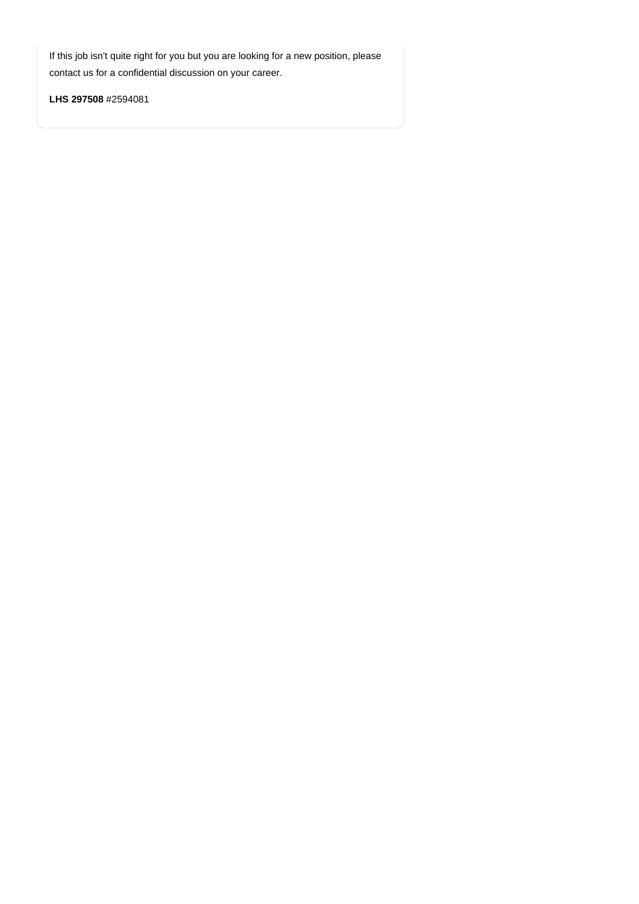If this job isn't quite right for you but you are looking for a new position, please contact us for a confidential discussion on your career.

**LHS 297508** #2594081